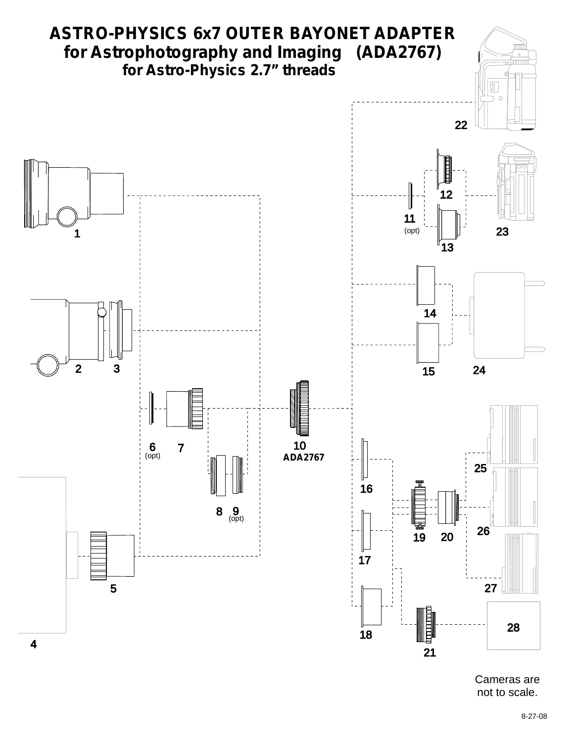# ASTRO-PHYSICS 6x7 OUTER BAYONET ADAPTER
## for Astrophotography and Imaging (ADA2767)
### for Astro-Physics 2.7” threads

22

12

11
(opt)

23

1

13

14

24

2 3

15

6
(opt)

7

10
ADA2767

25

16

8 9
(opt)

19 20

26

17

5

27

18

4

21

28

Cameras are not to scale.

8-27-08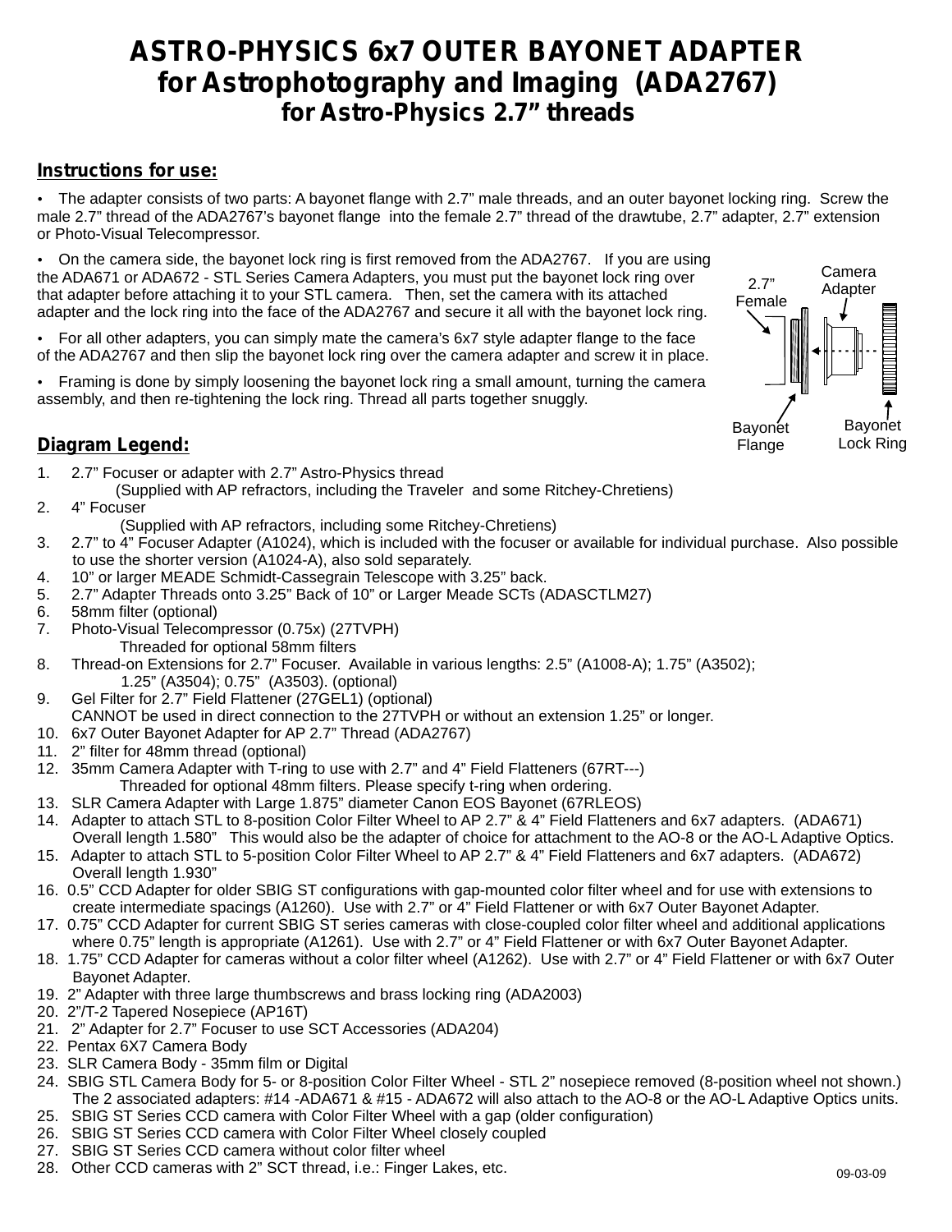# ASTRO-PHYSICS 6x7 OUTER BAYONET ADAPTER
# for Astrophotography and Imaging (ADA2767)
## for Astro-Physics 2.7" threads

**Instructions for use:**

- The adapter consists of two parts: A bayonet flange with 2.7" male threads, and an outer bayonet locking ring. Screw the male 2.7" thread of the ADA2767's bayonet flange into the female 2.7" thread of the drawtube, 2.7" adapter, 2.7" extension or Photo-Visual Telecompressor.
- On the camera side, the bayonet lock ring is first removed from the ADA2767. If you are using the ADA671 or ADA672 - STL Series Camera Adapters, you must put the bayonet lock ring over that adapter before attaching it to your STL camera. Then, set the camera with its attached adapter and the lock ring into the face of the ADA2767 and secure it all with the bayonet lock ring.
- For all other adapters, you can simply mate the camera's 6x7 style adapter flange to the face of the ADA2767 and then slip the bayonet lock ring over the camera adapter and screw it in place.
- Framing is done by simply loosening the bayonet lock ring a small amount, turning the camera assembly, and then re-tightening the lock ring. Thread all parts together snuggly.

2.7" Female
Camera Adapter
Bayonet Flange
Bayonet Lock Ring

**Diagram Legend:**

1. 2.7" Focuser or adapter with 2.7" Astro-Physics thread
   (Supplied with AP refractors, including the Traveler and some Ritchey-Chretiens)
2. 4" Focuser
   (Supplied with AP refractors, including some Ritchey-Chretiens)
3. 2.7" to 4" Focuser Adapter (A1024), which is included with the focuser or available for individual purchase. Also possible to use the shorter version (A1024-A), also sold separately.
4. 10" or larger MEADE Schmidt-Cassegrain Telescope with 3.25" back.
5. 2.7" Adapter Threads onto 3.25" Back of 10" or Larger Meade SCTs (ADASCTLM27)
6. 58mm filter (optional)
7. Photo-Visual Telecompressor (0.75x) (27TVPH)
   Threaded for optional 58mm filters
8. Thread-on Extensions for 2.7" Focuser. Available in various lengths: 2.5" (A1008-A); 1.75" (A3502);
   1.25" (A3504); 0.75" (A3503). (optional)
9. Gel Filter for 2.7" Field Flattener (27GEL1) (optional)
   CANNOT be used in direct connection to the 27TVPH or without an extension 1.25" or longer.
10. 6x7 Outer Bayonet Adapter for AP 2.7" Thread (ADA2767)
11. 2" filter for 48mm thread (optional)
12. 35mm Camera Adapter with T-ring to use with 2.7" and 4" Field Flatteners (67RT---)
    Threaded for optional 48mm filters. Please specify t-ring when ordering.
13. SLR Camera Adapter with Large 1.875" diameter Canon EOS Bayonet (67RLEOS)
14. Adapter to attach STL to 8-position Color Filter Wheel to AP 2.7" & 4" Field Flatteners and 6x7 adapters. (ADA671)
    Overall length 1.580" This would also be the adapter of choice for attachment to the AO-8 or the AO-L Adaptive Optics.
15. Adapter to attach STL to 5-position Color Filter Wheel to AP 2.7" & 4" Field Flatteners and 6x7 adapters. (ADA672)
    Overall length 1.930"
16. 0.5" CCD Adapter for older SBIG ST configurations with gap-mounted color filter wheel and for use with extensions to create intermediate spacings (A1260). Use with 2.7" or 4" Field Flattener or with 6x7 Outer Bayonet Adapter.
17. 0.75" CCD Adapter for current SBIG ST series cameras with close-coupled color filter wheel and additional applications where 0.75" length is appropriate (A1261). Use with 2.7" or 4" Field Flattener or with 6x7 Outer Bayonet Adapter.
18. 1.75" CCD Adapter for cameras without a color filter wheel (A1262). Use with 2.7" or 4" Field Flattener or with 6x7 Outer Bayonet Adapter.
19. 2" Adapter with three large thumbscrews and brass locking ring (ADA2003)
20. 2"/T-2 Tapered Nosepiece (AP16T)
21. 2" Adapter for 2.7" Focuser to use SCT Accessories (ADA204)
22. Pentax 6X7 Camera Body
23. SLR Camera Body - 35mm film or Digital
24. SBIG STL Camera Body for 5- or 8-position Color Filter Wheel - STL 2" nosepiece removed (8-position wheel not shown.)
    The 2 associated adapters: #14 -ADA671 & #15 - ADA672 will also attach to the AO-8 or the AO-L Adaptive Optics units.
25. SBIG ST Series CCD camera with Color Filter Wheel with a gap (older configuration)
26. SBIG ST Series CCD camera with Color Filter Wheel closely coupled
27. SBIG ST Series CCD camera without color filter wheel
28. Other CCD cameras with 2" SCT thread, i.e.: Finger Lakes, etc.

09-03-09